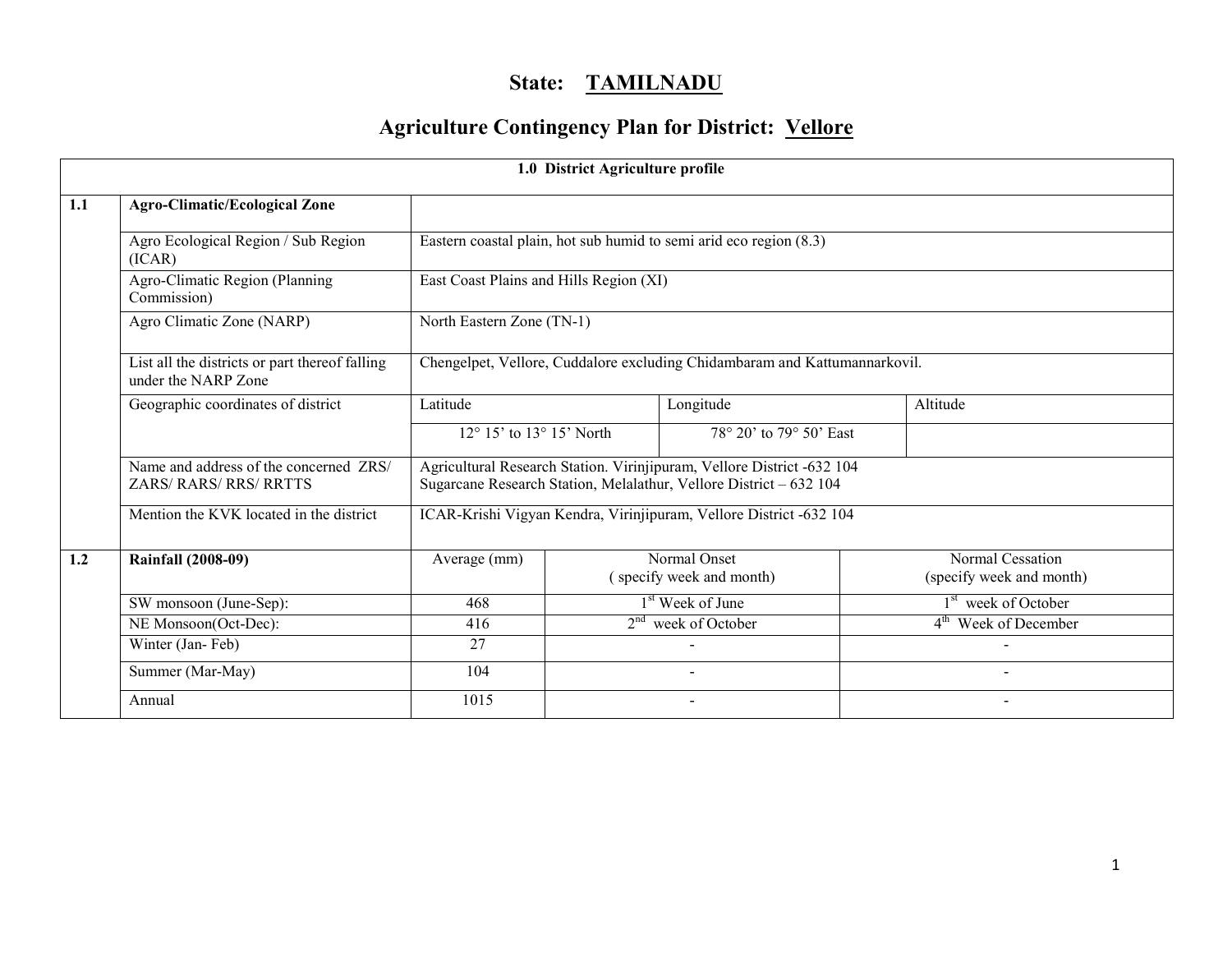# State: TAMILNADU

## Agriculture Contingency Plan for District: Vellore

| 1.0 District Agriculture profile | | | | |
|---|---|---|---|---|
| 1.1 | **Agro-Climatic/Ecological Zone** | | | |
| | Agro Ecological Region / Sub Region (ICAR) | Eastern coastal plain, hot sub humid to semi arid eco region (8.3) | | |
| | Agro-Climatic Region (Planning Commission) | East Coast Plains and Hills Region (XI) | | |
| | Agro Climatic Zone (NARP) | North Eastern Zone (TN-1) | | |
| | List all the districts or part thereof falling under the NARP Zone | Chengelpet, Vellore, Cuddalore excluding Chidambaram and Kattumannarkovil. | | |
| | Geographic coordinates of district | Latitude | Longitude | Altitude |
| | | 12° 15' to 13° 15' North | 78° 20' to 79° 50' East | |
| | Name and address of the concerned ZRS/ ZARS/ RARS/ RRS/ RRTTS | Agricultural Research Station. Virinjipuram, Vellore District -632 104<br>Sugarcane Research Station, Melalathur, Vellore District – 632 104 | | |
| | Mention the KVK located in the district | ICAR-Krishi Vigyan Kendra, Virinjipuram, Vellore District -632 104 | | |

| 1.2 | **Rainfall (2008-09)** | Average (mm) | Normal Onset ( specify week and month) | Normal Cessation (specify week and month) |
|---|---|---|---|---|
| | SW monsoon (June-Sep): | 468 | 1st Week of June | 1st week of October |
| | NE Monsoon(Oct-Dec): | 416 | 2nd week of October | 4th Week of December |
| | Winter (Jan- Feb) | 27 | - | - |
| | Summer (Mar-May) | 104 | - | - |
| | Annual | 1015 | - | - |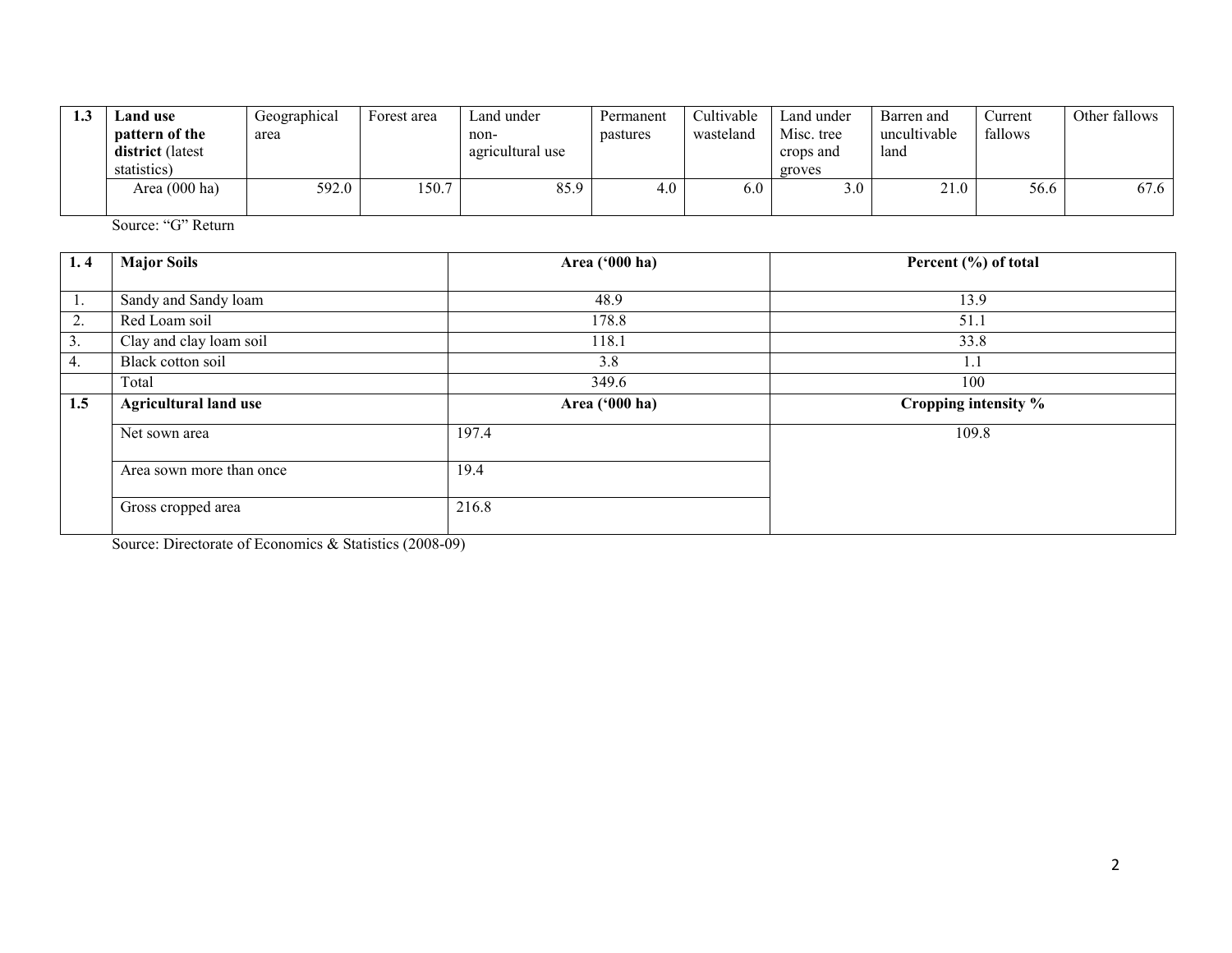| 1.3 | **Land use pattern of the district** (latest statistics) | Geographical area | Forest area | Land under non-agricultural use | Permanent pastures | Cultivable wasteland | Land under Misc. tree crops and groves | Barren and uncultivable land | Current fallows | Other fallows |
|---|---|---|---|---|---|---|---|---|---|---|
| | Area (000 ha) | 592.0 | 150.7 | 85.9 | 4.0 | 6.0 | 3.0 | 21.0 | 56.6 | 67.6 |

Source: "G" Return

| 1. 4 | Major Soils | Area ('000 ha) | Percent (%) of total |
|---|---|---|---|
| 1. | Sandy and Sandy loam | 48.9 | 13.9 |
| 2. | Red Loam soil | 178.8 | 51.1 |
| 3. | Clay and clay loam soil | 118.1 | 33.8 |
| 4. | Black cotton soil | 3.8 | 1.1 |
| | Total | 349.6 | 100 |
| **1.5** | **Agricultural land use** | **Area ('000 ha)** | **Cropping intensity %** |
| | Net sown area | 197.4 | 109.8 |
| | Area sown more than once | 19.4 | |
| | Gross cropped area | 216.8 | |

Source: Directorate of Economics & Statistics (2008-09)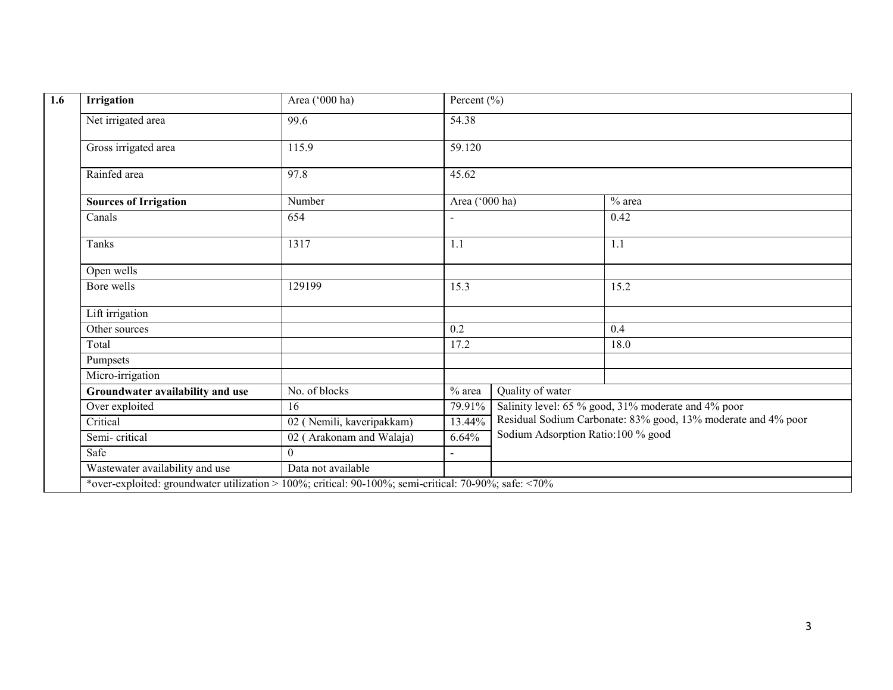| 1.6 | Irrigation | Area ('000 ha) | Percent (%) | | |
|---|---|---|---|---|---|
| | Net irrigated area | 99.6 | 54.38 | | |
| | Gross irrigated area | 115.9 | 59.120 | | |
| | Rainfed area | 97.8 | 45.62 | | |
| | **Sources of Irrigation** | Number | Area ('000 ha) | | % area |
| | Canals | 654 | - | | 0.42 |
| | Tanks | 1317 | 1.1 | | 1.1 |
| | Open wells | | | | |
| | Bore wells | 129199 | 15.3 | | 15.2 |
| | Lift irrigation | | | | |
| | Other sources | | 0.2 | | 0.4 |
| | Total | | 17.2 | | 18.0 |
| | Pumpsets | | | | |
| | Micro-irrigation | | | | |
| | **Groundwater availability and use** | No. of blocks | % area | Quality of water | |
| | Over exploited | 16 | 79.91% | Salinity level: 65 % good, 31% moderate and 4% poor<br>Residual Sodium Carbonate: 83% good, 13% moderate and 4% poor<br>Sodium Adsorption Ratio:100 % good | |
| | Critical | 02 ( Nemili, kaveripakkam) | 13.44% | | |
| | Semi- critical | 02 ( Arakonam and Walaja) | 6.64% | | |
| | Safe | 0 | - | | |
| | Wastewater availability and use | Data not available | | | |
| | *over-exploited: groundwater utilization > 100%; critical: 90-100%; semi-critical: 70-90%; safe: <70% | | | | |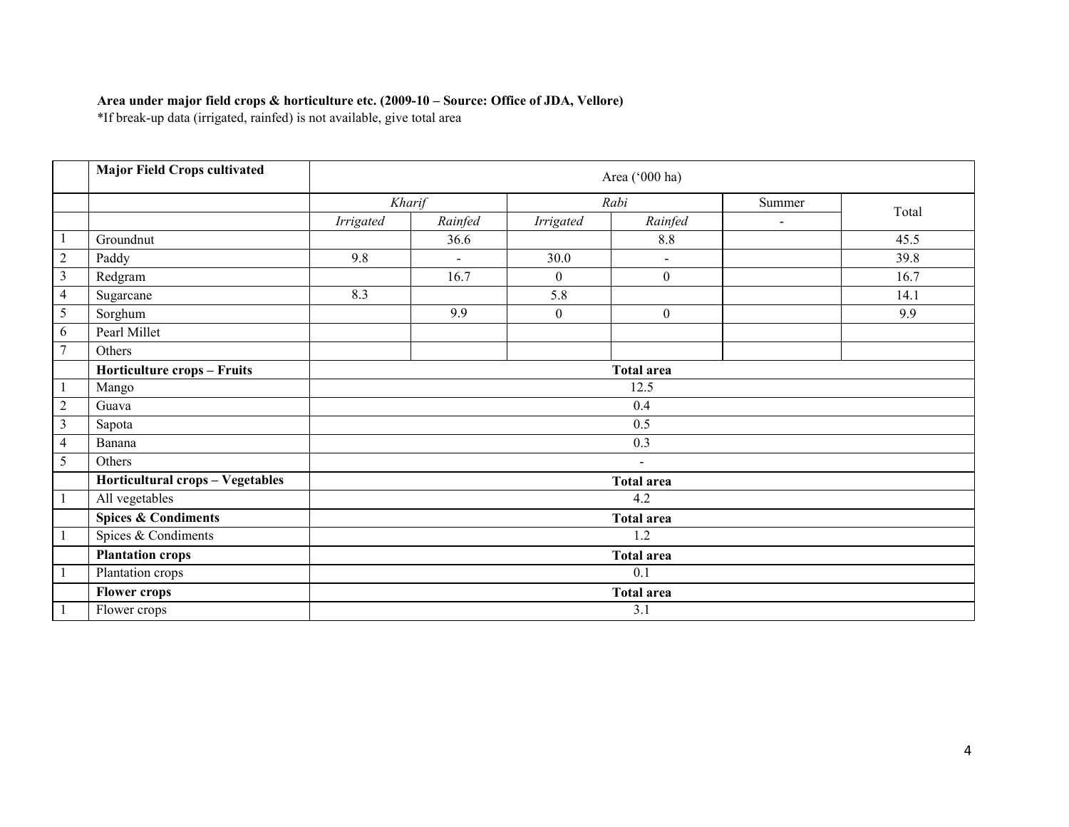**Area under major field crops & horticulture etc. (2009-10 – Source: Office of JDA, Vellore)**
*If break-up data (irrigated, rainfed) is not available, give total area

| | **Major Field Crops cultivated** | Area ('000 ha) | | | | | |
|---|---|---|---|---|---|---|---|
| | | *Kharif* | | *Rabi* | | Summer | Total |
| | | *Irrigated* | *Rainfed* | *Irrigated* | *Rainfed* | - | |
| 1 | Groundnut | | 36.6 | | 8.8 | | 45.5 |
| 2 | Paddy | 9.8 | - | 30.0 | - | | 39.8 |
| 3 | Redgram | | 16.7 | 0 | 0 | | 16.7 |
| 4 | Sugarcane | 8.3 | | 5.8 | | | 14.1 |
| 5 | Sorghum | | 9.9 | 0 | 0 | | 9.9 |
| 6 | Pearl Millet | | | | | | |
| 7 | Others | | | | | | |
| | **Horticulture crops – Fruits** | **Total area** | | | | | |
| 1 | Mango | 12.5 | | | | | |
| 2 | Guava | 0.4 | | | | | |
| 3 | Sapota | 0.5 | | | | | |
| 4 | Banana | 0.3 | | | | | |
| 5 | Others | - | | | | | |
| | **Horticultural crops – Vegetables** | **Total area** | | | | | |
| 1 | All vegetables | 4.2 | | | | | |
| | **Spices & Condiments** | **Total area** | | | | | |
| 1 | Spices & Condiments | 1.2 | | | | | |
| | **Plantation crops** | **Total area** | | | | | |
| 1 | Plantation crops | 0.1 | | | | | |
| | **Flower crops** | **Total area** | | | | | |
| 1 | Flower crops | 3.1 | | | | | |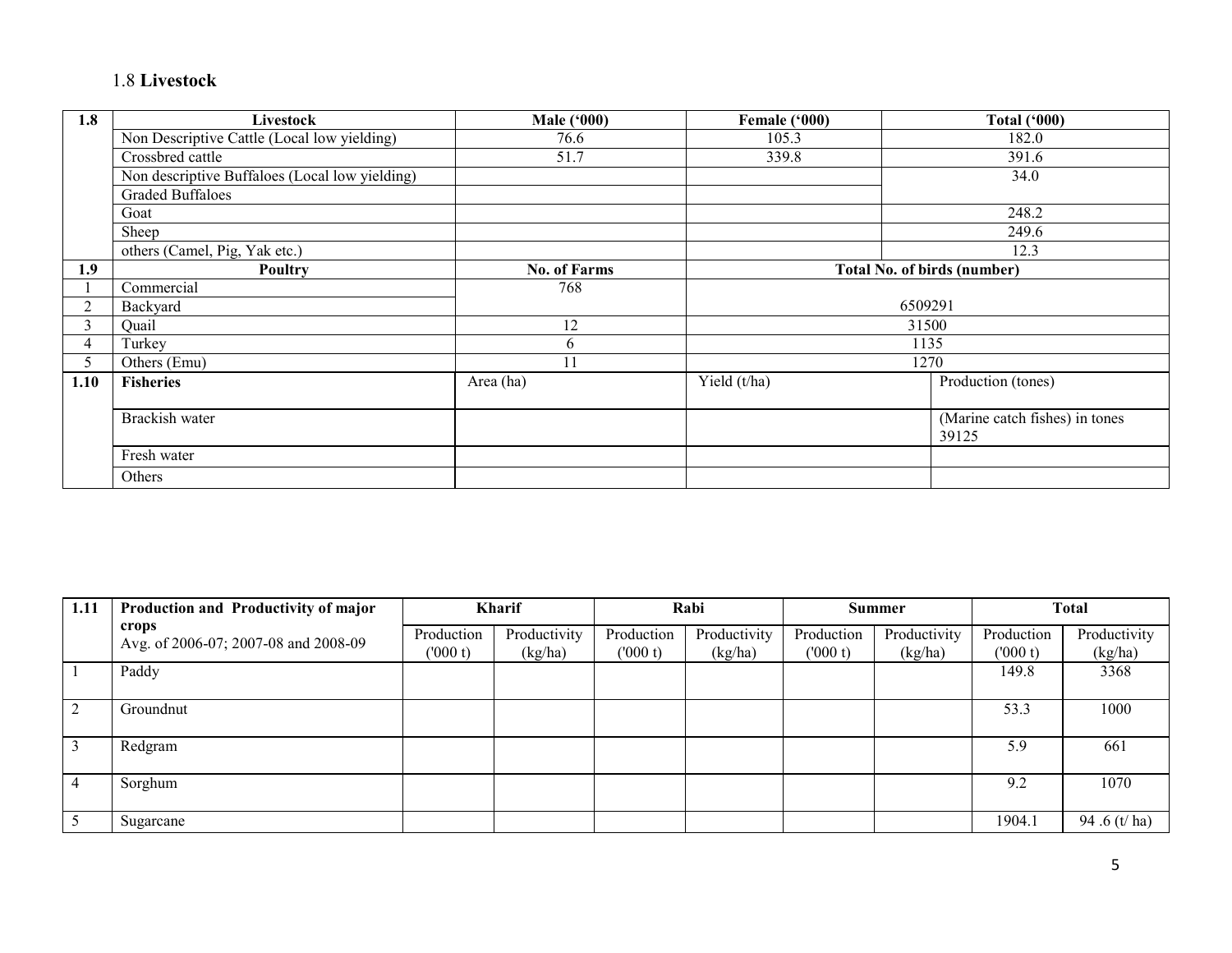## 1.8 **Livestock**

| 1.8 | Livestock | Male ('000) | Female ('000) | Total ('000) |
|---|---|---|---|---|
| | Non Descriptive Cattle (Local low yielding) | 76.6 | 105.3 | 182.0 |
| | Crossbred cattle | 51.7 | 339.8 | 391.6 |
| | Non descriptive Buffaloes (Local low yielding) | | | 34.0 |
| | Graded Buffaloes | | | |
| | Goat | | | 248.2 |
| | Sheep | | | 249.6 |
| | others (Camel, Pig, Yak etc.) | | | 12.3 |
| **1.9** | **Poultry** | **No. of Farms** | **Total No. of birds (number)** | |
| 1 | Commercial | 768 | 6509291 | |
| 2 | Backyard | | | |
| 3 | Quail | 12 | 31500 | |
| 4 | Turkey | 6 | 1135 | |
| 5 | Others (Emu) | 11 | 1270 | |
| **1.10** | **Fisheries** | Area (ha) | Yield (t/ha) | Production (tones) |
| | Brackish water | | | (Marine catch fishes) in tones 39125 |
| | Fresh water | | | |
| | Others | | | |

| 1.11 | Production and Productivity of major crops Avg. of 2006-07; 2007-08 and 2008-09 | Kharif | | Rabi | | Summer | | Total | |
|---|---|---|---|---|---|---|---|---|---|
| | | Production ('000 t) | Productivity (kg/ha) | Production ('000 t) | Productivity (kg/ha) | Production ('000 t) | Productivity (kg/ha) | Production ('000 t) | Productivity (kg/ha) |
| 1 | Paddy | | | | | | | 149.8 | 3368 |
| 2 | Groundnut | | | | | | | 53.3 | 1000 |
| 3 | Redgram | | | | | | | 5.9 | 661 |
| 4 | Sorghum | | | | | | | 9.2 | 1070 |
| 5 | Sugarcane | | | | | | | 1904.1 | 94 .6 (t/ ha) |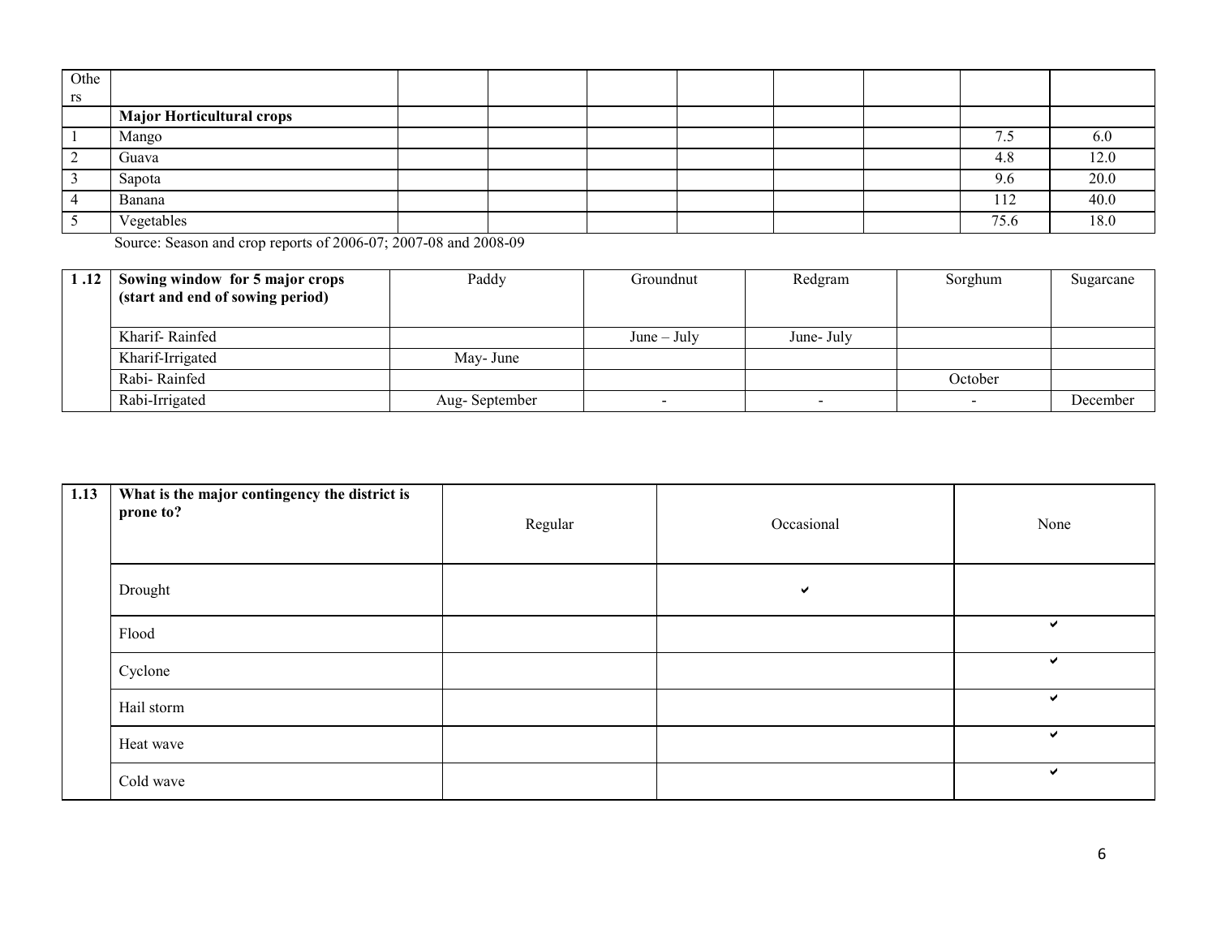| Others | | | | | | | | | |
|---|---|---|---|---|---|---|---|---|---|
| | **Major Horticultural crops** | | | | | | | | |
| 1 | Mango | | | | | | | 7.5 | 6.0 |
| 2 | Guava | | | | | | | 4.8 | 12.0 |
| 3 | Sapota | | | | | | | 9.6 | 20.0 |
| 4 | Banana | | | | | | | 112 | 40.0 |
| 5 | Vegetables | | | | | | | 75.6 | 18.0 |

Source: Season and crop reports of 2006-07; 2007-08 and 2008-09

| 1 .12 | **Sowing window for 5 major crops (start and end of sowing period)** | Paddy | Groundnut | Redgram | Sorghum | Sugarcane |
|---|---|---|---|---|---|---|
| | Kharif- Rainfed | | June – July | June- July | | |
| | Kharif-Irrigated | May- June | | | | |
| | Rabi- Rainfed | | | | October | |
| | Rabi-Irrigated | Aug- September | - | - | - | December |

| 1.13 | **What is the major contingency the district is prone to?** | Regular | Occasional | None |
|---|---|---|---|---|
| | Drought | | ✔ | |
| | Flood | | | ✔ |
| | Cyclone | | | ✔ |
| | Hail storm | | | ✔ |
| | Heat wave | | | ✔ |
| | Cold wave | | | ✔ |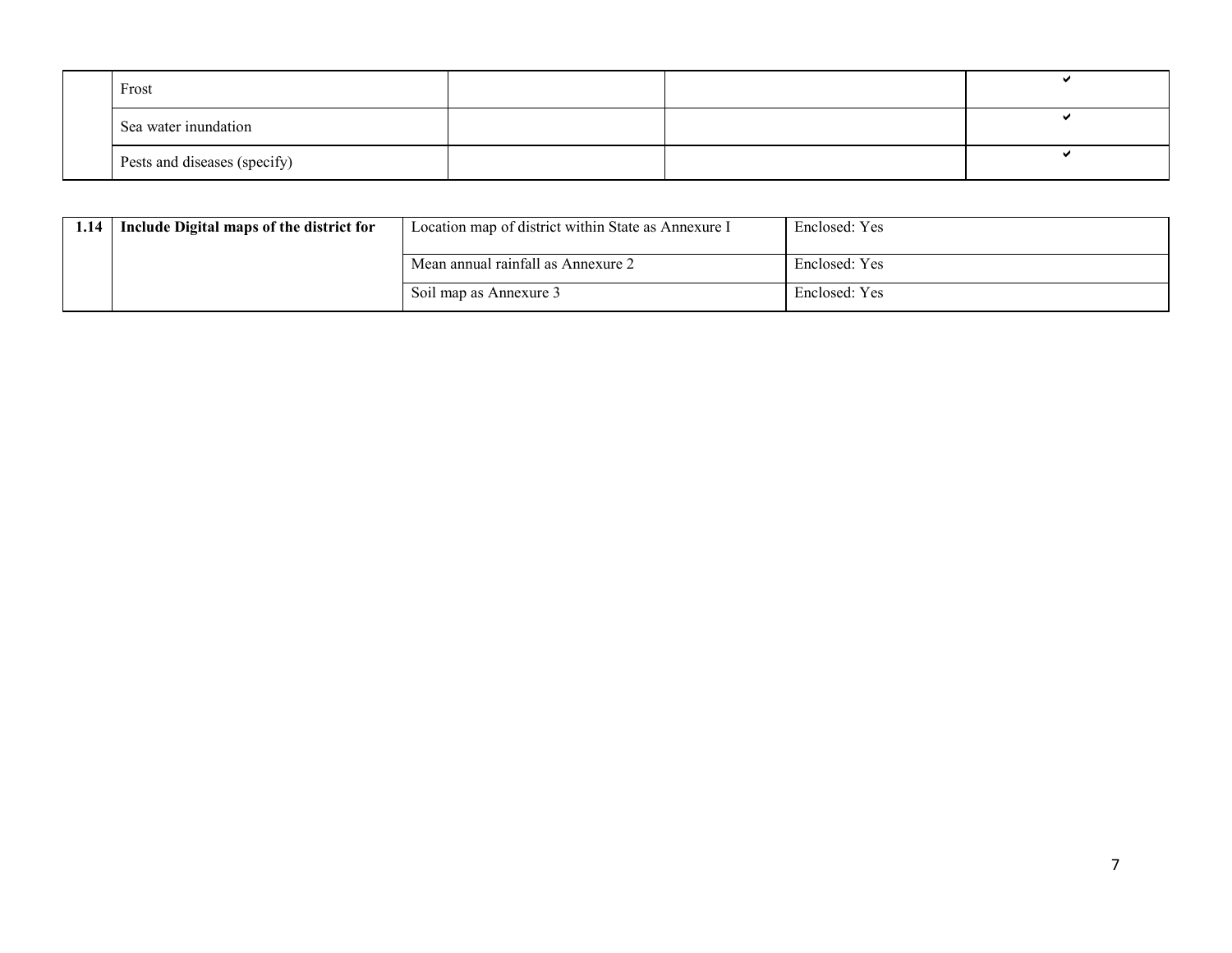| | | | | |
|---|---|---|---|---|
| | Frost | | | ✔ |
| | Sea water inundation | | | ✔ |
| | Pests and diseases (specify) | | | ✔ |

| | | | |
|---|---|---|---|
| **1.14** | **Include Digital maps of the district for** | Location map of district within State as Annexure I | Enclosed: Yes |
| | | Mean annual rainfall as Annexure 2 | Enclosed: Yes |
| | | Soil map as Annexure 3 | Enclosed: Yes |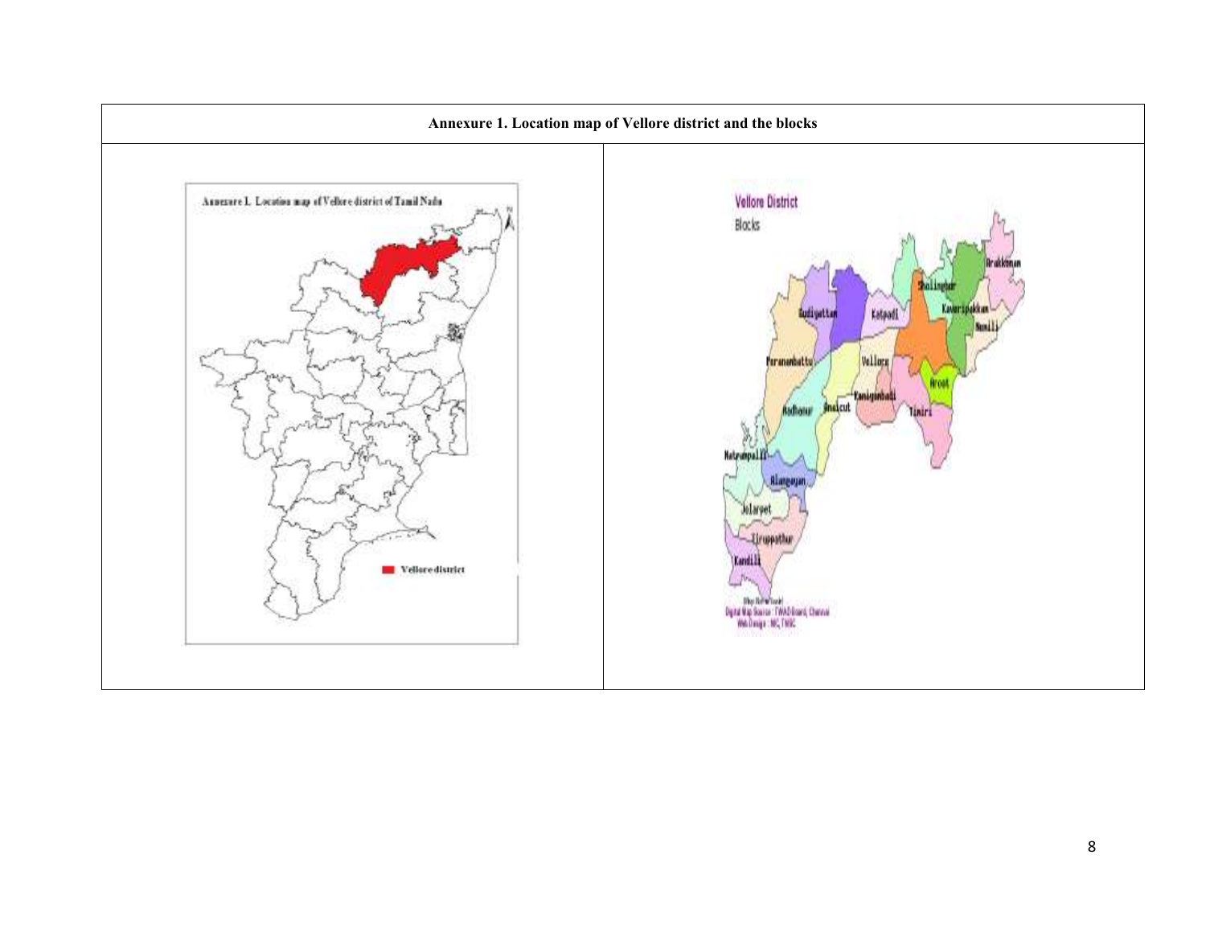**Annexure 1. Location map of Vellore district and the blocks**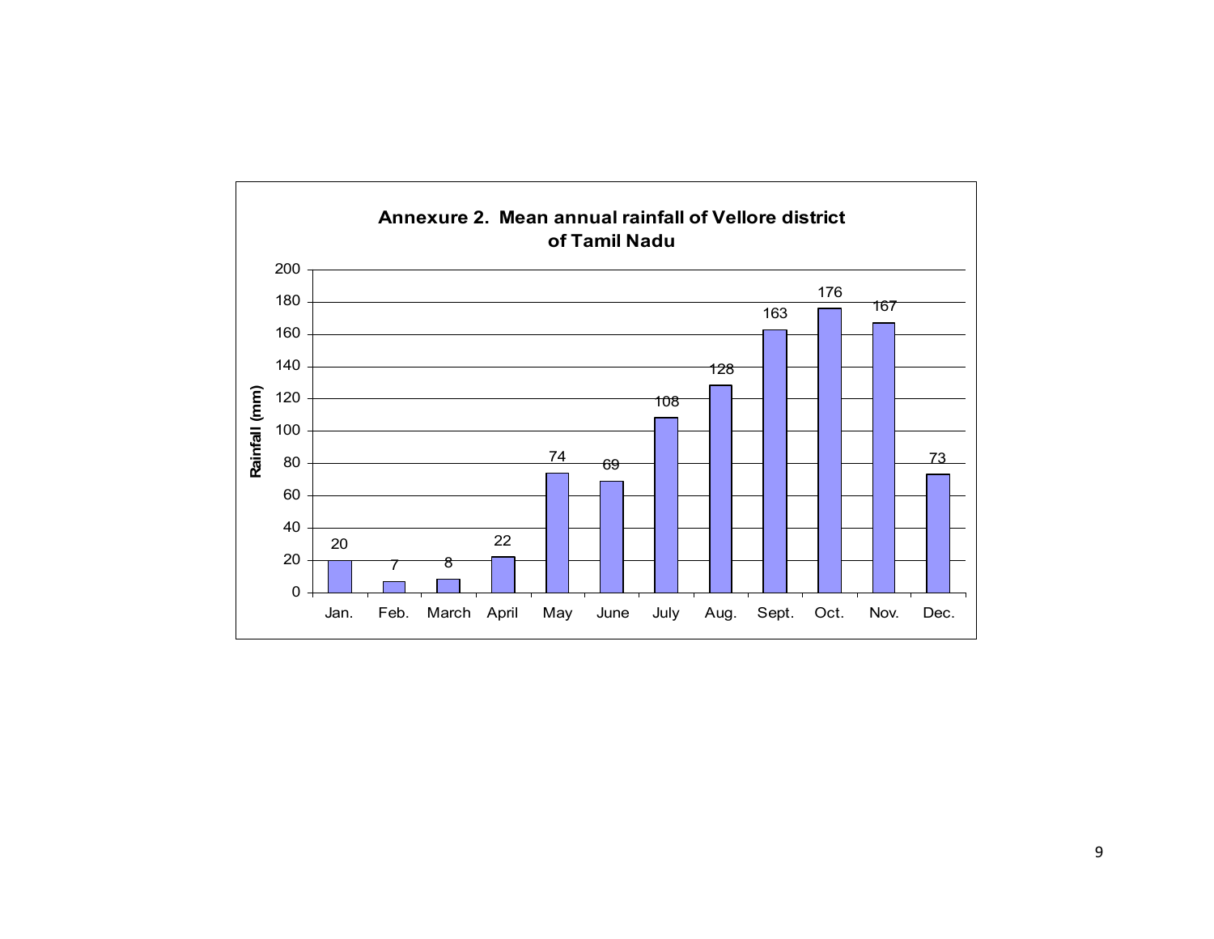**Annexure 2. Mean annual rainfall of Vellore district of Tamil Nadu**

| Month | Rainfall (mm) |
|---|---|
| Jan. | 20 |
| Feb. | 7 |
| March | 8 |
| April | 22 |
| May | 74 |
| June | 69 |
| July | 108 |
| Aug. | 128 |
| Sept. | 163 |
| Oct. | 176 |
| Nov. | 167 |
| Dec. | 73 |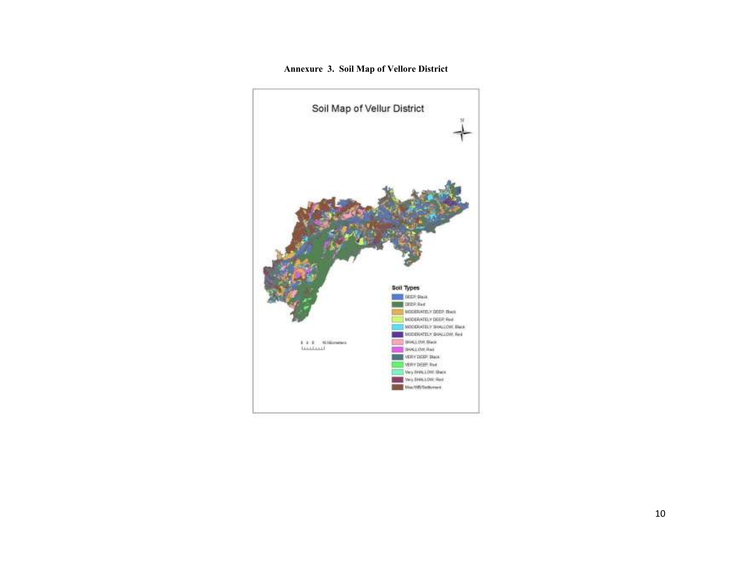**Annexure 3. Soil Map of Vellore District**

Soil Map of Vellur District

N

Soil Types

- DEEP, Black
- DEEP, Red
- MODERATELY DEEP, Black
- MODERATELY DEEP, Red
- MODERATELY SHALLOW, Black
- MODERATELY SHALLOW, Red
- SHALLOW, Black
- SHALLOW, Red
- VERY DEEP, Black
- VERY DEEP, Red
- Very SHALLOW, Black
- Very SHALLOW, Red
- Misc/WB/Settlement

0 4 8 16 Kilometers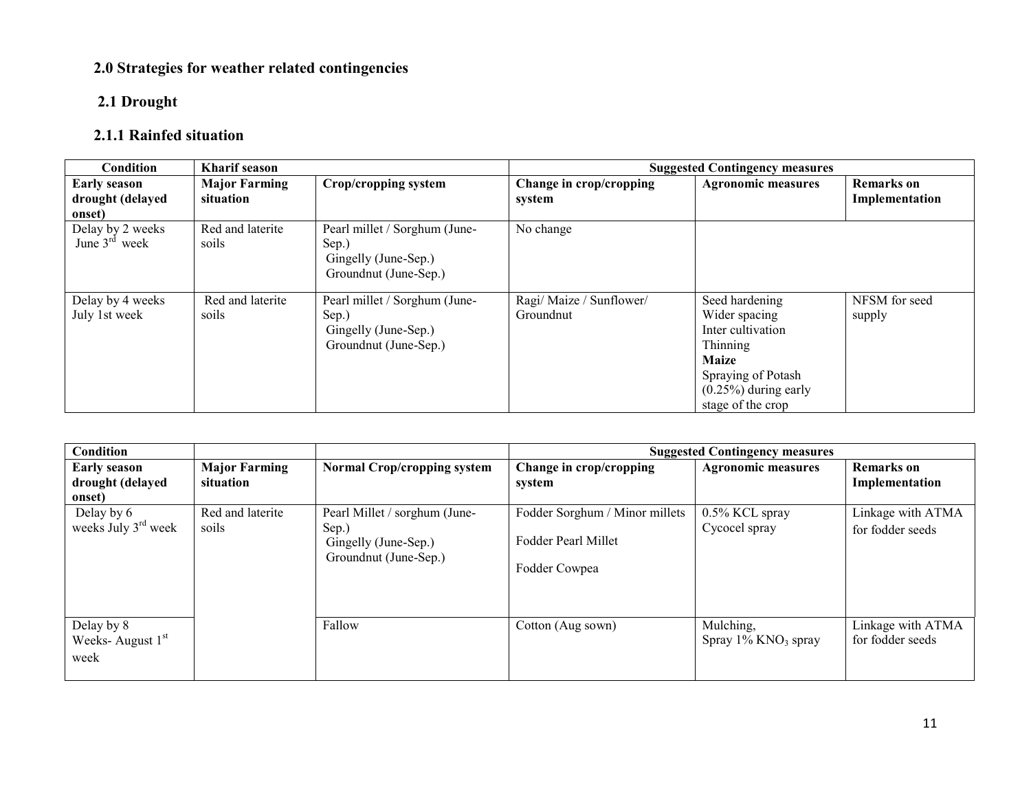## 2.0 Strategies for weather related contingencies

### 2.1 Drought

### 2.1.1 Rainfed situation

| Condition | Kharif season | | Suggested Contingency measures | | |
|---|---|---|---|---|---|
| **Early season drought (delayed onset)** | **Major Farming situation** | **Crop/cropping system** | **Change in crop/cropping system** | **Agronomic measures** | **Remarks on Implementation** |
| Delay by 2 weeks June 3rd week | Red and laterite soils | Pearl millet / Sorghum (June-Sep.) Gingelly (June-Sep.) Groundnut (June-Sep.) | No change | | |
| Delay by 4 weeks July 1st week | Red and laterite soils | Pearl millet / Sorghum (June-Sep.) Gingelly (June-Sep.) Groundnut (June-Sep.) | Ragi/ Maize / Sunflower/ Groundnut | Seed hardening<br>Wider spacing<br>Inter cultivation<br>Thinning<br>**Maize**<br>Spraying of Potash (0.25%) during early stage of the crop | NFSM for seed supply |

| Condition | | | Suggested Contingency measures | | |
|---|---|---|---|---|---|
| **Early season drought (delayed onset)** | **Major Farming situation** | **Normal Crop/cropping system** | **Change in crop/cropping system** | **Agronomic measures** | **Remarks on Implementation** |
| Delay by 6 weeks July 3rd week | Red and laterite soils | Pearl Millet / sorghum (June-Sep.) Gingelly (June-Sep.) Groundnut (June-Sep.) | Fodder Sorghum / Minor millets<br>Fodder Pearl Millet<br>Fodder Cowpea | 0.5% KCL spray<br>Cycocel spray | Linkage with ATMA for fodder seeds |
| Delay by 8 Weeks- August 1st week | | Fallow | Cotton (Aug sown) | Mulching,<br>Spray 1% $KNO_3$ spray | Linkage with ATMA for fodder seeds |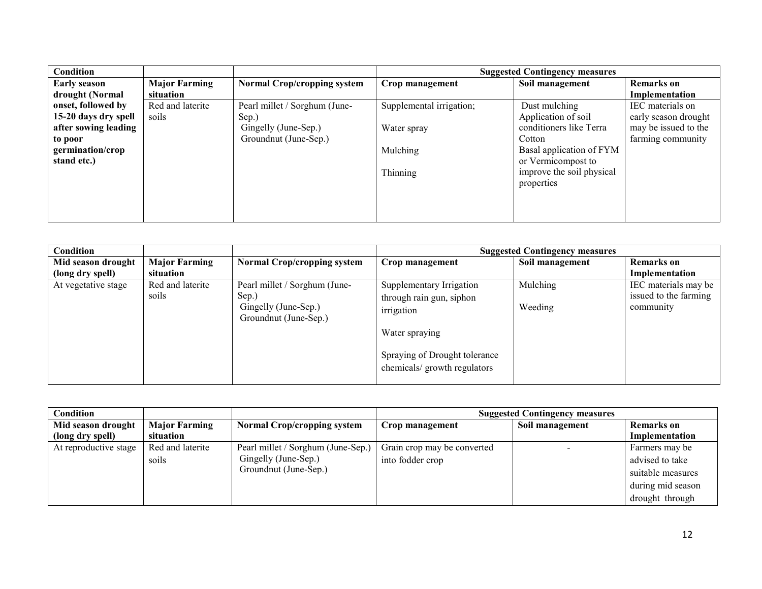| Condition | | | Suggested Contingency measures | | |
|---|---|---|---|---|---|
| **Early season drought (Normal onset, followed by 15-20 days dry spell after sowing leading to poor germination/crop stand etc.)** | **Major Farming situation** | **Normal Crop/cropping system** | **Crop management** | **Soil management** | **Remarks on Implementation** |
| | Red and laterite soils | Pearl millet / Sorghum (June-Sep.)<br>Gingelly (June-Sep.)<br>Groundnut (June-Sep.) | Supplemental irrigation;<br>Water spray<br>Mulching<br>Thinning | Dust mulching<br>Application of soil conditioners like Terra Cotton<br>Basal application of FYM or Vermicompost to improve the soil physical properties | IEC materials on early season drought may be issued to the farming community |

| Condition | | | Suggested Contingency measures | | |
|---|---|---|---|---|---|
| **Mid season drought (long dry spell)** | **Major Farming situation** | **Normal Crop/cropping system** | **Crop management** | **Soil management** | **Remarks on Implementation** |
| At vegetative stage | Red and laterite soils | Pearl millet / Sorghum (June-Sep.)<br>Gingelly (June-Sep.)<br>Groundnut (June-Sep.) | Supplementary Irrigation through rain gun, siphon irrigation<br>Water spraying<br>Spraying of Drought tolerance chemicals/ growth regulators | Mulching<br>Weeding | IEC materials may be issued to the farming community |

| Condition | | | Suggested Contingency measures | | |
|---|---|---|---|---|---|
| **Mid season drought (long dry spell)** | **Major Farming situation** | **Normal Crop/cropping system** | **Crop management** | **Soil management** | **Remarks on Implementation** |
| At reproductive stage | Red and laterite soils | Pearl millet / Sorghum (June-Sep.)<br>Gingelly (June-Sep.)<br>Groundnut (June-Sep.) | Grain crop may be converted into fodder crop | - | Farmers may be advised to take suitable measures during mid season drought through |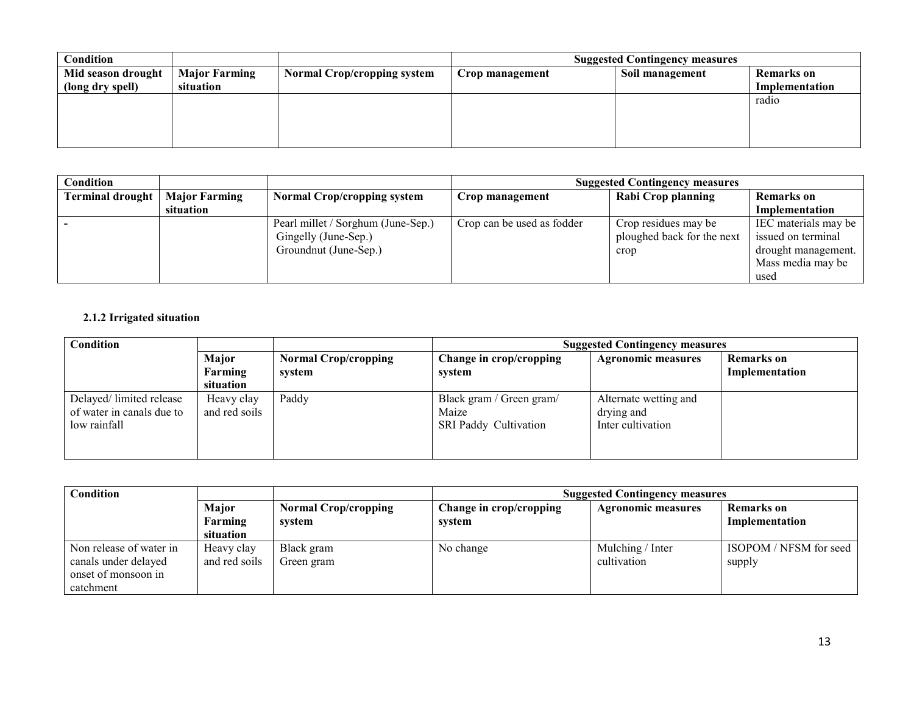| Condition | | | Suggested Contingency measures | | |
|---|---|---|---|---|---|
| **Mid season drought (long dry spell)** | **Major Farming situation** | **Normal Crop/cropping system** | **Crop management** | **Soil management** | **Remarks on Implementation** |
| | | | | | radio |

| Condition | | | Suggested Contingency measures | | |
|---|---|---|---|---|---|
| **Terminal drought** | **Major Farming situation** | **Normal Crop/cropping system** | **Crop management** | **Rabi Crop planning** | **Remarks on Implementation** |
| - | | Pearl millet / Sorghum (June-Sep.) Gingelly (June-Sep.) Groundnut (June-Sep.) | Crop can be used as fodder | Crop residues may be ploughed back for the next crop | IEC materials may be issued on terminal drought management. Mass media may be used |

### 2.1.2 Irrigated situation

| Condition | | | Suggested Contingency measures | | |
|---|---|---|---|---|---|
| | **Major Farming situation** | **Normal Crop/cropping system** | **Change in crop/cropping system** | **Agronomic measures** | **Remarks on Implementation** |
| Delayed/ limited release of water in canals due to low rainfall | Heavy clay and red soils | Paddy | Black gram / Green gram/ Maize SRI Paddy Cultivation | Alternate wetting and drying and Inter cultivation | |

| Condition | | | Suggested Contingency measures | | |
|---|---|---|---|---|---|
| | **Major Farming situation** | **Normal Crop/cropping system** | **Change in crop/cropping system** | **Agronomic measures** | **Remarks on Implementation** |
| Non release of water in canals under delayed onset of monsoon in catchment | Heavy clay and red soils | Black gram Green gram | No change | Mulching / Inter cultivation | ISOPOM / NFSM for seed supply |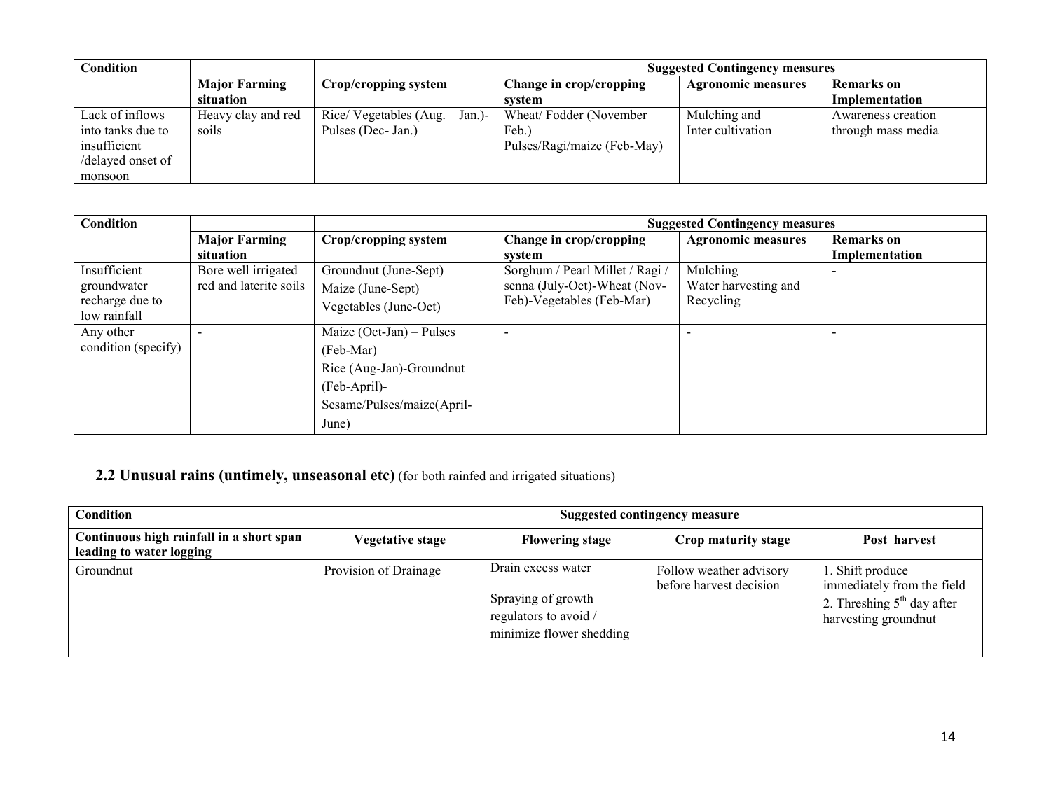| Condition | | | Suggested Contingency measures | | |
|---|---|---|---|---|---|
| | Major Farming situation | Crop/cropping system | Change in crop/cropping system | Agronomic measures | Remarks on Implementation |
| Lack of inflows into tanks due to insufficient /delayed onset of monsoon | Heavy clay and red soils | Rice/ Vegetables (Aug. – Jan.)- Pulses (Dec- Jan.) | Wheat/ Fodder (November – Feb.) Pulses/Ragi/maize (Feb-May) | Mulching and Inter cultivation | Awareness creation through mass media |

| Condition | | | Suggested Contingency measures | | |
|---|---|---|---|---|---|
| | Major Farming situation | Crop/cropping system | Change in crop/cropping system | Agronomic measures | Remarks on Implementation |
| Insufficient groundwater recharge due to low rainfall | Bore well irrigated red and laterite soils | Groundnut (June-Sept) Maize (June-Sept) Vegetables (June-Oct) | Sorghum / Pearl Millet / Ragi / senna (July-Oct)-Wheat (Nov-Feb)-Vegetables (Feb-Mar) | Mulching Water harvesting and Recycling | - |
| Any other condition (specify) | - | Maize (Oct-Jan) – Pulses (Feb-Mar) Rice (Aug-Jan)-Groundnut (Feb-April)- Sesame/Pulses/maize(April-June) | - | - | - |

## 2.2 Unusual rains (untimely, unseasonal etc) (for both rainfed and irrigated situations)

| Condition | Suggested contingency measure | | | |
|---|---|---|---|---|
| Continuous high rainfall in a short span leading to water logging | Vegetative stage | Flowering stage | Crop maturity stage | Post harvest |
| Groundnut | Provision of Drainage | Drain excess water<br>Spraying of growth regulators to avoid / minimize flower shedding | Follow weather advisory before harvest decision | 1. Shift produce immediately from the field<br>2. Threshing 5th day after harvesting groundnut |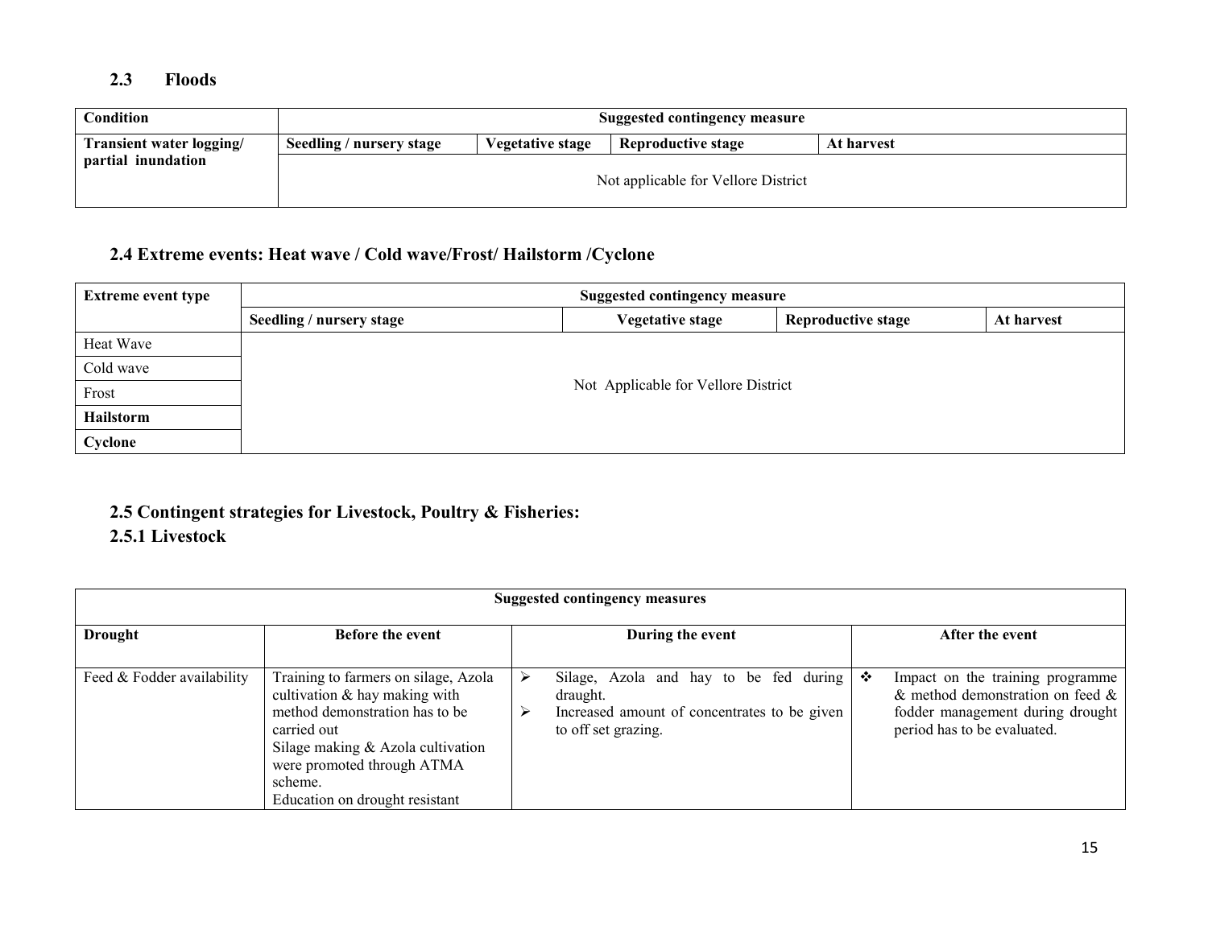### 2.3 Floods

| Condition | Suggested contingency measure | | | |
|---|---|---|---|---|
| | Seedling / nursery stage | Vegetative stage | Reproductive stage | At harvest |
| Transient water logging/ partial inundation | Not applicable for Vellore District | | | |

### 2.4 Extreme events: Heat wave / Cold wave/Frost/ Hailstorm /Cyclone

| Extreme event type | Suggested contingency measure | | | |
|---|---|---|---|---|
| | Seedling / nursery stage | Vegetative stage | Reproductive stage | At harvest |
| Heat Wave | Not Applicable for Vellore District | | | |
| Cold wave | | | | |
| Frost | | | | |
| **Hailstorm** | | | | |
| **Cyclone** | | | | |

### 2.5 Contingent strategies for Livestock, Poultry & Fisheries:

### 2.5.1 Livestock

| Suggested contingency measures | | | |
|---|---|---|---|
| **Drought** | **Before the event** | **During the event** | **After the event** |
| Feed & Fodder availability | Training to farmers on silage, Azola cultivation & hay making with method demonstration has to be carried out<br>Silage making & Azola cultivation were promoted through ATMA scheme.<br>Education on drought resistant | ➢ Silage, Azola and hay to be fed during draught.<br>➢ Increased amount of concentrates to be given to off set grazing. | ❖ Impact on the training programme & method demonstration on feed & fodder management during drought period has to be evaluated. |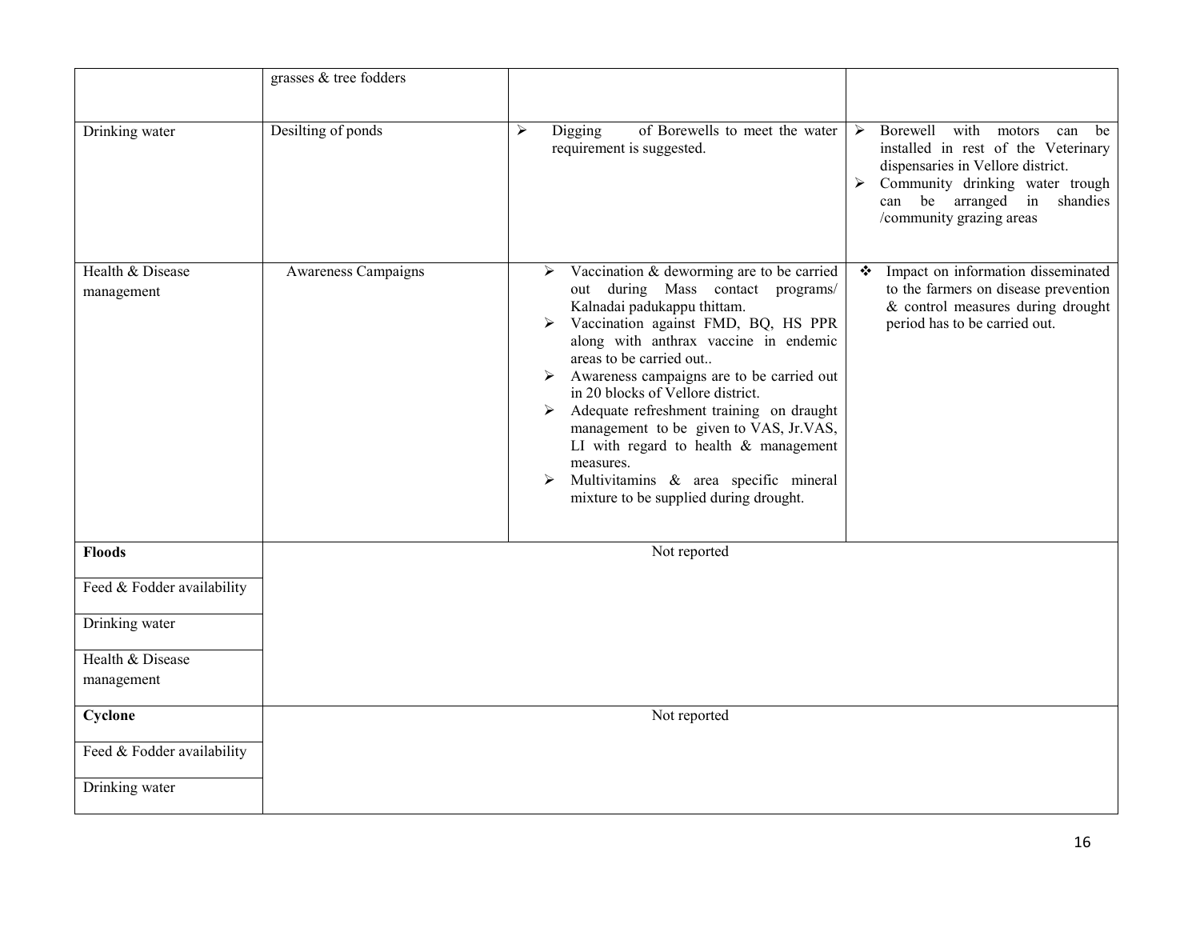| | | | |
|---|---|---|---|
| | grasses & tree fodders | | |
| Drinking water | Desilting of ponds | ➢ Digging of Borewells to meet the water requirement is suggested. | ➢ Borewell with motors can be installed in rest of the Veterinary dispensaries in Vellore district.<br>➢ Community drinking water trough can be arranged in shandies /community grazing areas |
| Health & Disease management | Awareness Campaigns | ➢ Vaccination & deworming are to be carried out during Mass contact programs/ Kalnadai padukappu thittam.<br>➢ Vaccination against FMD, BQ, HS PPR along with anthrax vaccine in endemic areas to be carried out..<br>➢ Awareness campaigns are to be carried out in 20 blocks of Vellore district.<br>➢ Adequate refreshment training on draught management to be given to VAS, Jr.VAS, LI with regard to health & management measures.<br>➢ Multivitamins & area specific mineral mixture to be supplied during drought. | ❖ Impact on information disseminated to the farmers on disease prevention & control measures during drought period has to be carried out. |
| **Floods** | Not reported | | |
| Feed & Fodder availability | | | |
| Drinking water | | | |
| Health & Disease management | | | |
| **Cyclone** | Not reported | | |
| Feed & Fodder availability | | | |
| Drinking water | | | |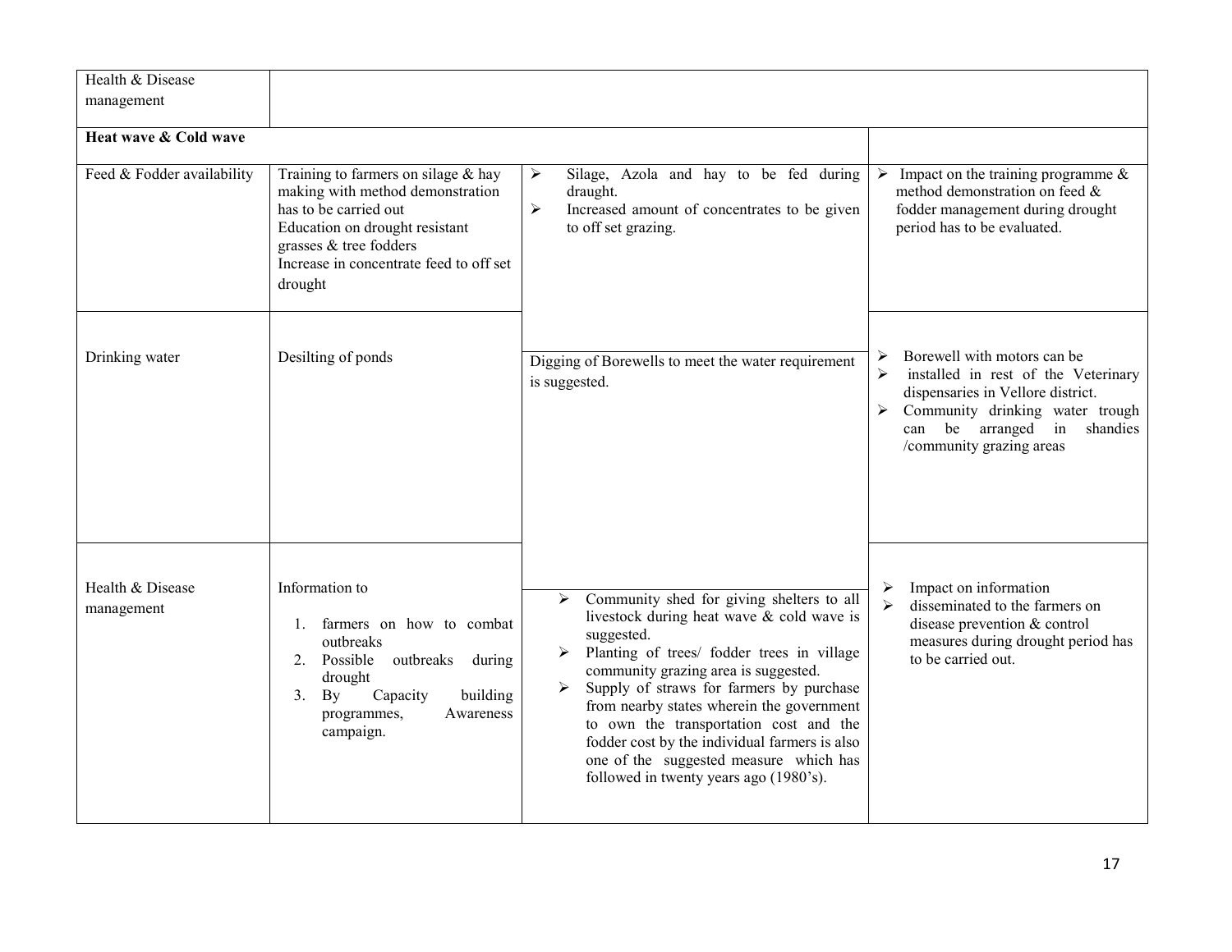| | | | |
|---|---|---|---|
| Health & Disease management | | | |
| **Heat wave & Cold wave** | | | |
| Feed & Fodder availability | Training to farmers on silage & hay making with method demonstration has to be carried out<br>Education on drought resistant grasses & tree fodders<br>Increase in concentrate feed to off set drought | ➢ Silage, Azola and hay to be fed during draught.<br>➢ Increased amount of concentrates to be given to off set grazing. | ➢ Impact on the training programme & method demonstration on feed & fodder management during drought period has to be evaluated. |
| Drinking water | Desilting of ponds | Digging of Borewells to meet the water requirement is suggested. | ➢ Borewell with motors can be<br>➢ installed in rest of the Veterinary dispensaries in Vellore district.<br>➢ Community drinking water trough can be arranged in shandies /community grazing areas |
| Health & Disease management | Information to<br>1. farmers on how to combat outbreaks<br>2. Possible outbreaks during drought<br>3. By Capacity building programmes, Awareness campaign. | ➢ Community shed for giving shelters to all livestock during heat wave & cold wave is suggested.<br>➢ Planting of trees/ fodder trees in village community grazing area is suggested.<br>➢ Supply of straws for farmers by purchase from nearby states wherein the government to own the transportation cost and the fodder cost by the individual farmers is also one of the suggested measure which has followed in twenty years ago (1980's). | ➢ Impact on information<br>➢ disseminated to the farmers on disease prevention & control measures during drought period has to be carried out. |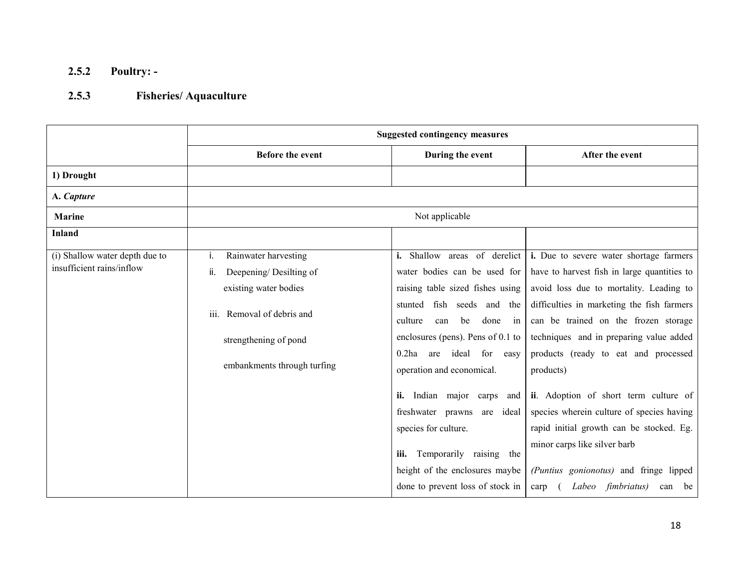### 2.5.2 Poultry: -

### 2.5.3 Fisheries/ Aquaculture

| | Suggested contingency measures | | |
|---|---|---|---|
| | **Before the event** | **During the event** | **After the event** |
| **1) Drought** | | | |
| **A.** ***Capture*** | | | |
| **Marine** | Not applicable | | |
| **Inland** | | | |
| (i) Shallow water depth due to insufficient rains/inflow | i. Rainwater harvesting<br>ii. Deepening/ Desilting of existing water bodies<br>iii. Removal of debris and strengthening of pond embankments through turfing | **i.** Shallow areas of derelict water bodies can be used for raising table sized fishes using stunted fish seeds and the culture can be done in enclosures (pens). Pens of 0.1 to 0.2ha are ideal for easy operation and economical.<br>**ii.** Indian major carps and freshwater prawns are ideal species for culture.<br>**iii.** Temporarily raising the height of the enclosures maybe done to prevent loss of stock in | **i.** Due to severe water shortage farmers have to harvest fish in large quantities to avoid loss due to mortality. Leading to difficulties in marketing the fish farmers can be trained on the frozen storage techniques and in preparing value added products (ready to eat and processed products)<br>**ii**. Adoption of short term culture of species wherein culture of species having rapid initial growth can be stocked. Eg. minor carps like silver barb *(Puntius gonionotus)* and fringe lipped carp ( *Labeo fimbriatus)* can be |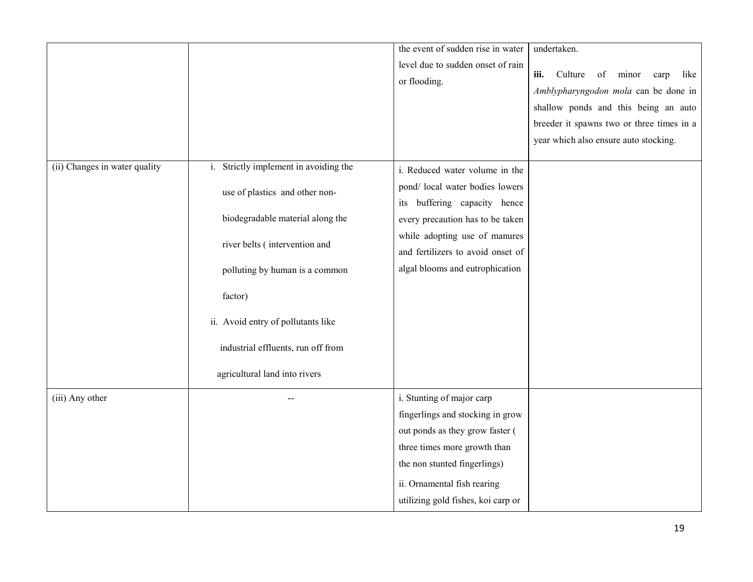| | | | |
|---|---|---|---|
| | | the event of sudden rise in water level due to sudden onset of rain or flooding. | undertaken.<br><br>**iii.** Culture of minor carp like *Amblypharyngodon mola* can be done in shallow ponds and this being an auto breeder it spawns two or three times in a year which also ensure auto stocking. |
| (ii) Changes in water quality | i. Strictly implement in avoiding the use of plastics and other non-biodegradable material along the river belts ( intervention and polluting by human is a common factor)<br><br>ii. Avoid entry of pollutants like industrial effluents, run off from agricultural land into rivers | i. Reduced water volume in the pond/ local water bodies lowers its buffering capacity hence every precaution has to be taken while adopting use of manures and fertilizers to avoid onset of algal blooms and eutrophication | |
| (iii) Any other | -- | i. Stunting of major carp fingerlings and stocking in grow out ponds as they grow faster ( three times more growth than the non stunted fingerlings)<br><br>ii. Ornamental fish rearing utilizing gold fishes, koi carp or | |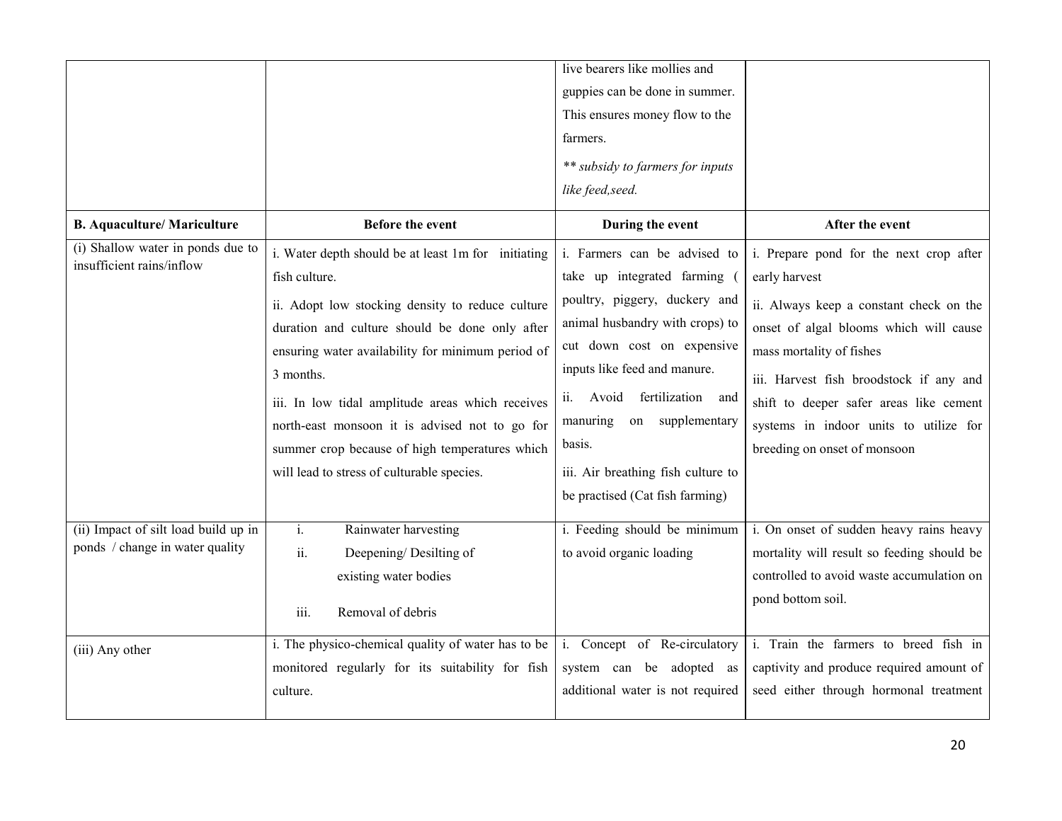|  |  | live bearers like mollies and guppies can be done in summer. This ensures money flow to the farmers. *** subsidy to farmers for inputs like feed,seed.* |  |
|---|---|---|---|
| **B. Aquaculture/ Mariculture** | **Before the event** | **During the event** | **After the event** |
| (i) Shallow water in ponds due to insufficient rains/inflow | i. Water depth should be at least 1m for initiating fish culture.<br>ii. Adopt low stocking density to reduce culture duration and culture should be done only after ensuring water availability for minimum period of 3 months.<br>iii. In low tidal amplitude areas which receives north-east monsoon it is advised not to go for summer crop because of high temperatures which will lead to stress of culturable species. | i. Farmers can be advised to take up integrated farming ( poultry, piggery, duckery and animal husbandry with crops) to cut down cost on expensive inputs like feed and manure.<br>ii. Avoid fertilization and manuring on supplementary basis.<br>iii. Air breathing fish culture to be practised (Cat fish farming) | i. Prepare pond for the next crop after early harvest<br>ii. Always keep a constant check on the onset of algal blooms which will cause mass mortality of fishes<br>iii. Harvest fish broodstock if any and shift to deeper safer areas like cement systems in indoor units to utilize for breeding on onset of monsoon |
| (ii) Impact of silt load build up in ponds / change in water quality | i. Rainwater harvesting<br>ii. Deepening/ Desilting of existing water bodies<br>iii. Removal of debris | i. Feeding should be minimum to avoid organic loading | i. On onset of sudden heavy rains heavy mortality will result so feeding should be controlled to avoid waste accumulation on pond bottom soil. |
| (iii) Any other | i. The physico-chemical quality of water has to be monitored regularly for its suitability for fish culture. | i. Concept of Re-circulatory system can be adopted as additional water is not required | i. Train the farmers to breed fish in captivity and produce required amount of seed either through hormonal treatment |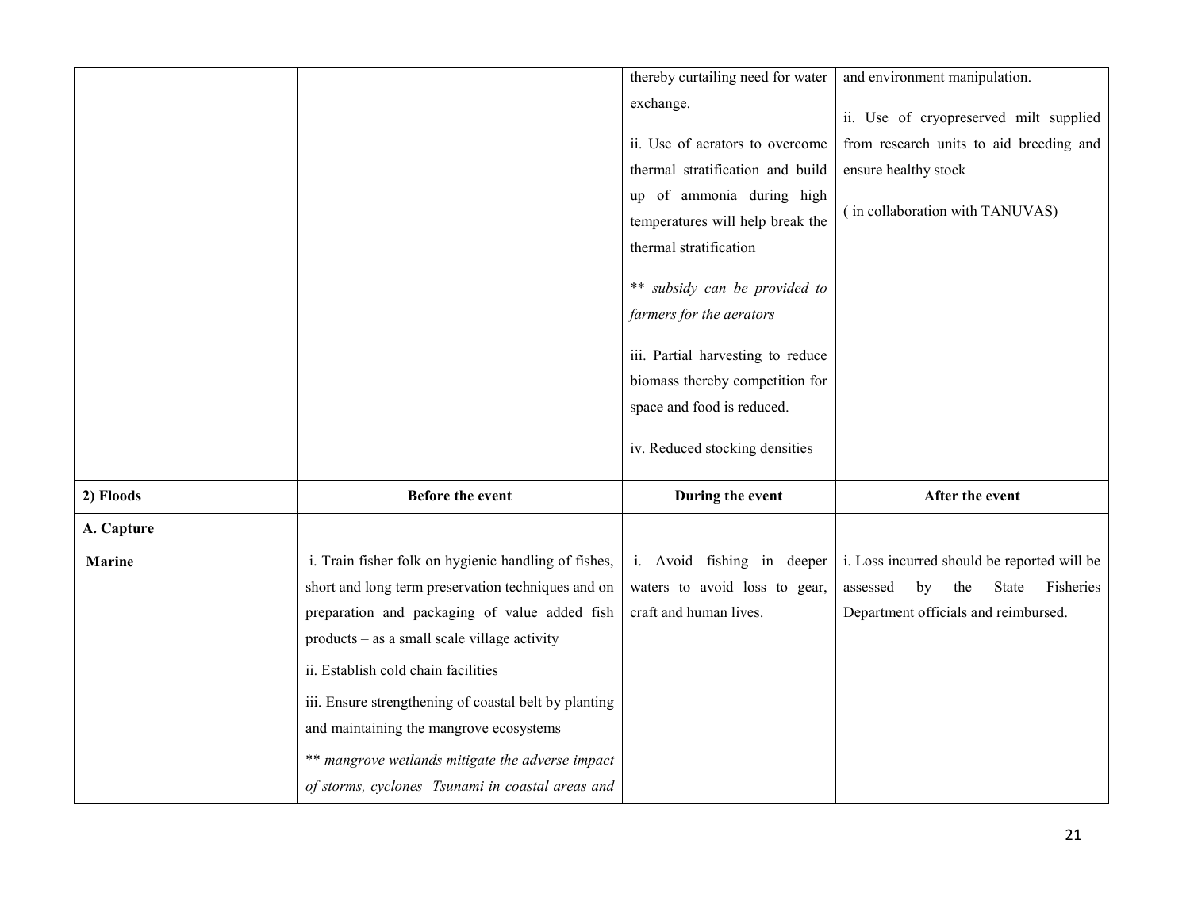| | | | |
|---|---|---|---|
| | | thereby curtailing need for water exchange.<br><br>ii. Use of aerators to overcome thermal stratification and build up of ammonia during high temperatures will help break the thermal stratification<br><br>** *subsidy can be provided to farmers for the aerators*<br><br>iii. Partial harvesting to reduce biomass thereby competition for space and food is reduced.<br><br>iv. Reduced stocking densities | and environment manipulation.<br><br>ii. Use of cryopreserved milt supplied from research units to aid breeding and ensure healthy stock<br><br>( in collaboration with TANUVAS) |
| **2) Floods** | **Before the event** | **During the event** | **After the event** |
| **A. Capture** | | | |
| **Marine** | i. Train fisher folk on hygienic handling of fishes, short and long term preservation techniques and on preparation and packaging of value added fish products – as a small scale village activity<br><br>ii. Establish cold chain facilities<br><br>iii. Ensure strengthening of coastal belt by planting and maintaining the mangrove ecosystems<br><br>** *mangrove wetlands mitigate the adverse impact of storms, cyclones Tsunami in coastal areas and* | i. Avoid fishing in deeper waters to avoid loss to gear, craft and human lives. | i. Loss incurred should be reported will be assessed by the State Fisheries Department officials and reimbursed. |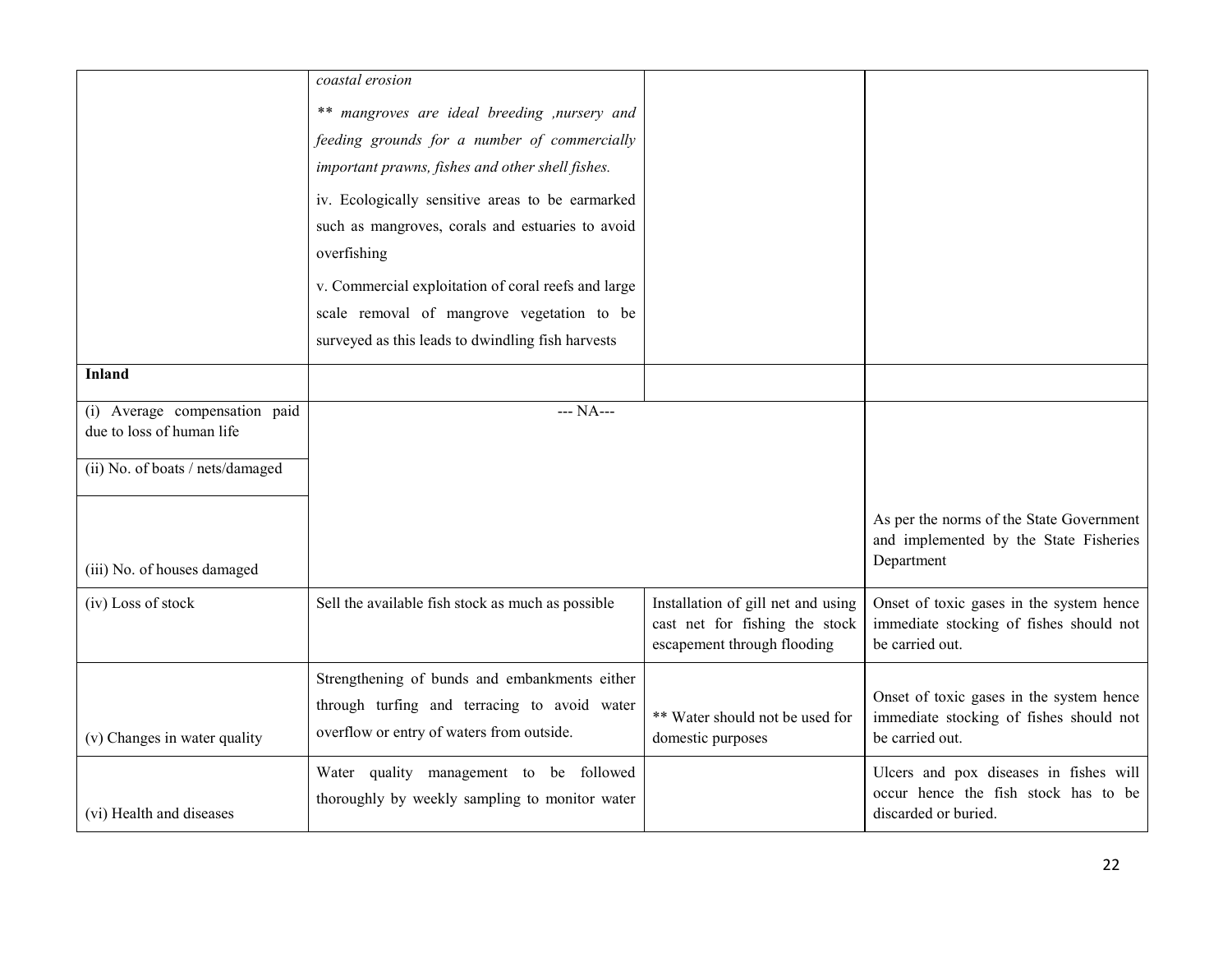| | | | |
|---|---|---|---|
| | *coastal erosion*<br><br>*\*\* mangroves are ideal breeding ,nursery and feeding grounds for a number of commercially important prawns, fishes and other shell fishes.*<br><br>iv. Ecologically sensitive areas to be earmarked such as mangroves, corals and estuaries to avoid overfishing<br><br>v. Commercial exploitation of coral reefs and large scale removal of mangrove vegetation to be surveyed as this leads to dwindling fish harvests | | |
| **Inland** | | | |
| (i) Average compensation paid due to loss of human life | --- NA--- | | As per the norms of the State Government and implemented by the State Fisheries Department |
| (ii) No. of boats / nets/damaged | | | |
| (iii) No. of houses damaged | | | |
| (iv) Loss of stock | Sell the available fish stock as much as possible | Installation of gill net and using cast net for fishing the stock escapement through flooding | Onset of toxic gases in the system hence immediate stocking of fishes should not be carried out. |
| (v) Changes in water quality | Strengthening of bunds and embankments either through turfing and terracing to avoid water overflow or entry of waters from outside. | ** Water should not be used for domestic purposes | Onset of toxic gases in the system hence immediate stocking of fishes should not be carried out. |
| (vi) Health and diseases | Water quality management to be followed thoroughly by weekly sampling to monitor water | | Ulcers and pox diseases in fishes will occur hence the fish stock has to be discarded or buried. |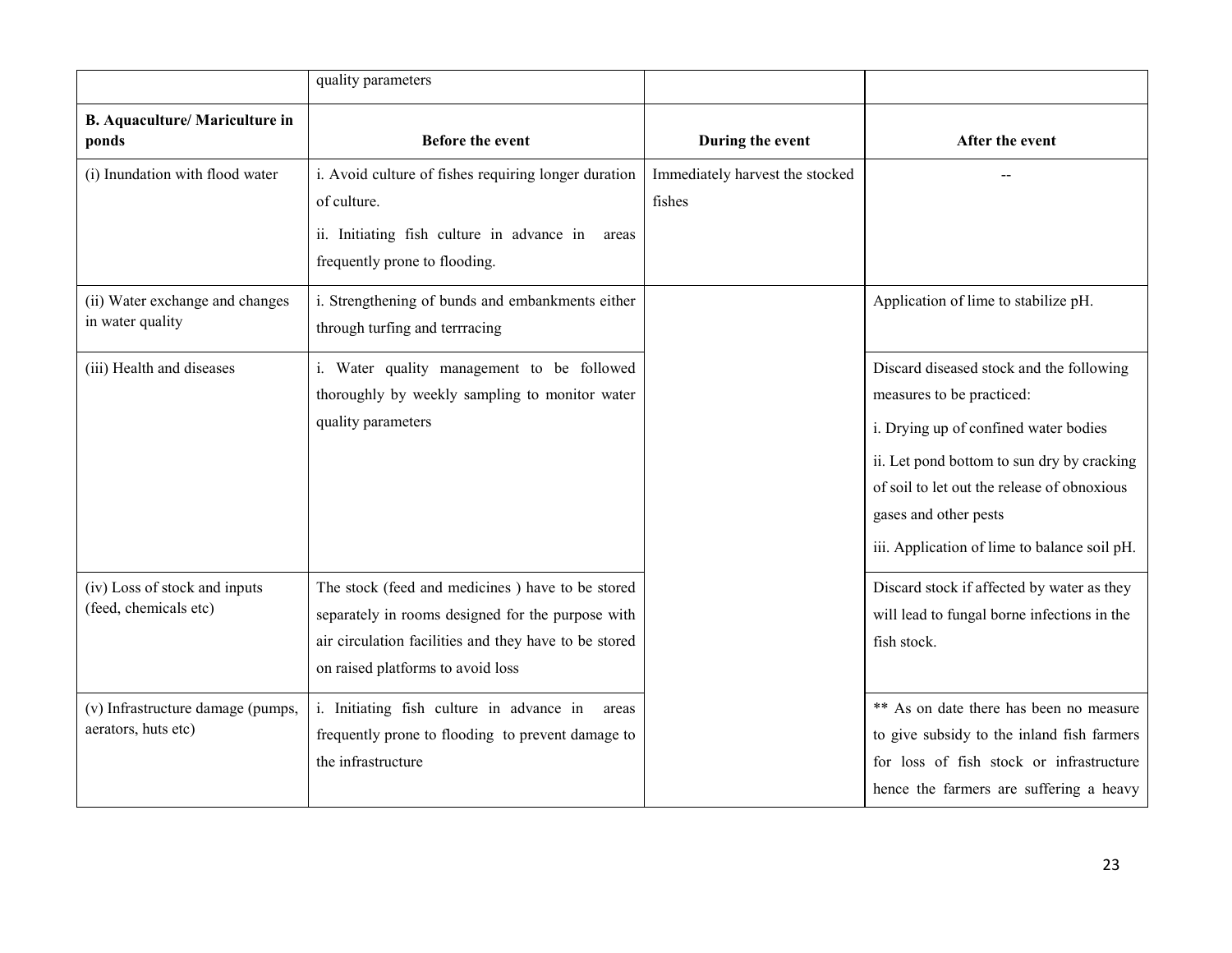| | quality parameters | | |
|---|---|---|---|
| **B. Aquaculture/ Mariculture in ponds** | **Before the event** | **During the event** | **After the event** |
| (i) Inundation with flood water | i. Avoid culture of fishes requiring longer duration of culture.<br>ii. Initiating fish culture in advance in areas frequently prone to flooding. | Immediately harvest the stocked fishes | -- |
| (ii) Water exchange and changes in water quality | i. Strengthening of bunds and embankments either through turfing and terrracing | | Application of lime to stabilize pH. |
| (iii) Health and diseases | i. Water quality management to be followed thoroughly by weekly sampling to monitor water quality parameters | | Discard diseased stock and the following measures to be practiced:<br>i. Drying up of confined water bodies<br>ii. Let pond bottom to sun dry by cracking of soil to let out the release of obnoxious gases and other pests<br>iii. Application of lime to balance soil pH. |
| (iv) Loss of stock and inputs (feed, chemicals etc) | The stock (feed and medicines ) have to be stored separately in rooms designed for the purpose with air circulation facilities and they have to be stored on raised platforms to avoid loss | | Discard stock if affected by water as they will lead to fungal borne infections in the fish stock. |
| (v) Infrastructure damage (pumps, aerators, huts etc) | i. Initiating fish culture in advance in areas frequently prone to flooding to prevent damage to the infrastructure | | ** As on date there has been no measure to give subsidy to the inland fish farmers for loss of fish stock or infrastructure hence the farmers are suffering a heavy |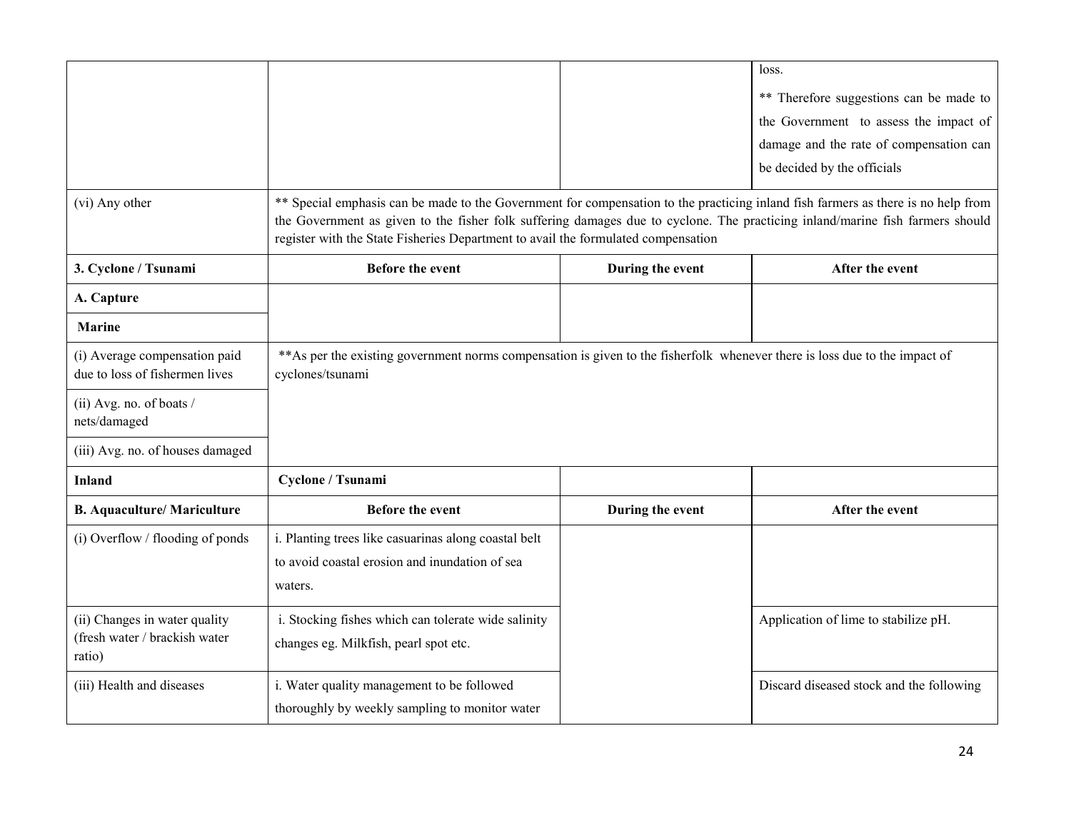|  |  |  |  |
|---|---|---|---|
|  |  |  | loss.<br>** Therefore suggestions can be made to the Government to assess the impact of damage and the rate of compensation can be decided by the officials |
| (vi) Any other | ** Special emphasis can be made to the Government for compensation to the practicing inland fish farmers as there is no help from the Government as given to the fisher folk suffering damages due to cyclone. The practicing inland/marine fish farmers should register with the State Fisheries Department to avail the formulated compensation | | |
| **3. Cyclone / Tsunami** | **Before the event** | **During the event** | **After the event** |
| **A. Capture** |  |  |  |
| **Marine** |  |  |  |
| (i) Average compensation paid due to loss of fishermen lives | **As per the existing government norms compensation is given to the fisherfolk whenever there is loss due to the impact of cyclones/tsunami | | |
| (ii) Avg. no. of boats / nets/damaged |  |  |  |
| (iii) Avg. no. of houses damaged |  |  |  |
| **Inland** | **Cyclone / Tsunami** |  |  |
| **B. Aquaculture/ Mariculture** | **Before the event** | **During the event** | **After the event** |
| (i) Overflow / flooding of ponds | i. Planting trees like casuarinas along coastal belt to avoid coastal erosion and inundation of sea waters. |  |  |
| (ii) Changes in water quality (fresh water / brackish water ratio) | i. Stocking fishes which can tolerate wide salinity changes eg. Milkfish, pearl spot etc. |  | Application of lime to stabilize pH. |
| (iii) Health and diseases | i. Water quality management to be followed thoroughly by weekly sampling to monitor water |  | Discard diseased stock and the following |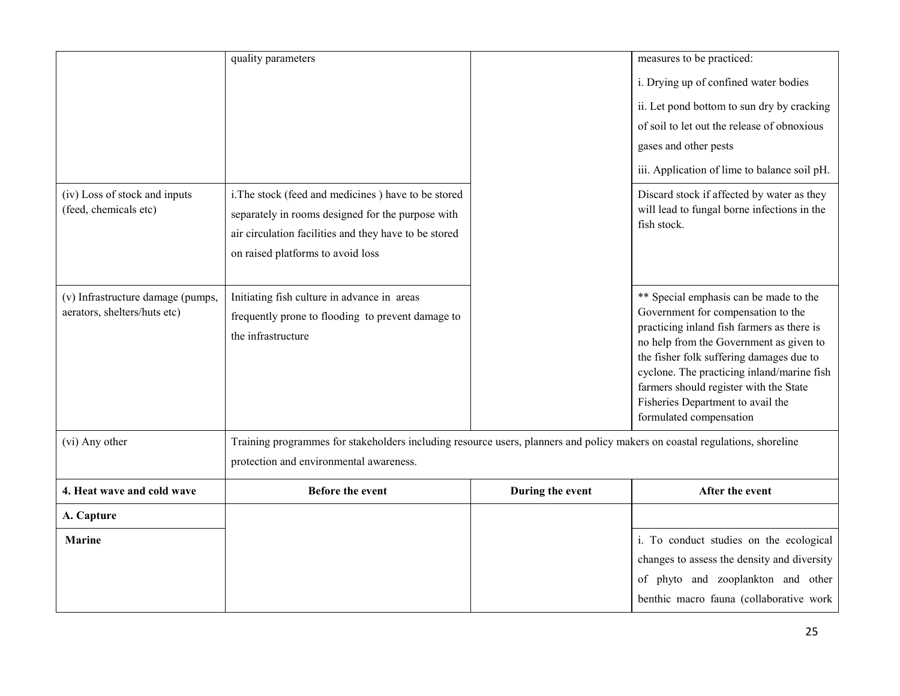| | | | |
|---|---|---|---|
| | quality parameters | | measures to be practiced:<br>i. Drying up of confined water bodies<br>ii. Let pond bottom to sun dry by cracking of soil to let out the release of obnoxious gases and other pests<br>iii. Application of lime to balance soil pH. |
| (iv) Loss of stock and inputs (feed, chemicals etc) | i.The stock (feed and medicines ) have to be stored separately in rooms designed for the purpose with air circulation facilities and they have to be stored on raised platforms to avoid loss | | Discard stock if affected by water as they will lead to fungal borne infections in the fish stock. |
| (v) Infrastructure damage (pumps, aerators, shelters/huts etc) | Initiating fish culture in advance in areas frequently prone to flooding to prevent damage to the infrastructure | | ** Special emphasis can be made to the Government for compensation to the practicing inland fish farmers as there is no help from the Government as given to the fisher folk suffering damages due to cyclone. The practicing inland/marine fish farmers should register with the State Fisheries Department to avail the formulated compensation |
| (vi) Any other | Training programmes for stakeholders including resource users, planners and policy makers on coastal regulations, shoreline protection and environmental awareness. | | |
| **4. Heat wave and cold wave** | **Before the event** | **During the event** | **After the event** |
| **A. Capture** | | | |
| **Marine** | | | i. To conduct studies on the ecological changes to assess the density and diversity of phyto and zooplankton and other benthic macro fauna (collaborative work |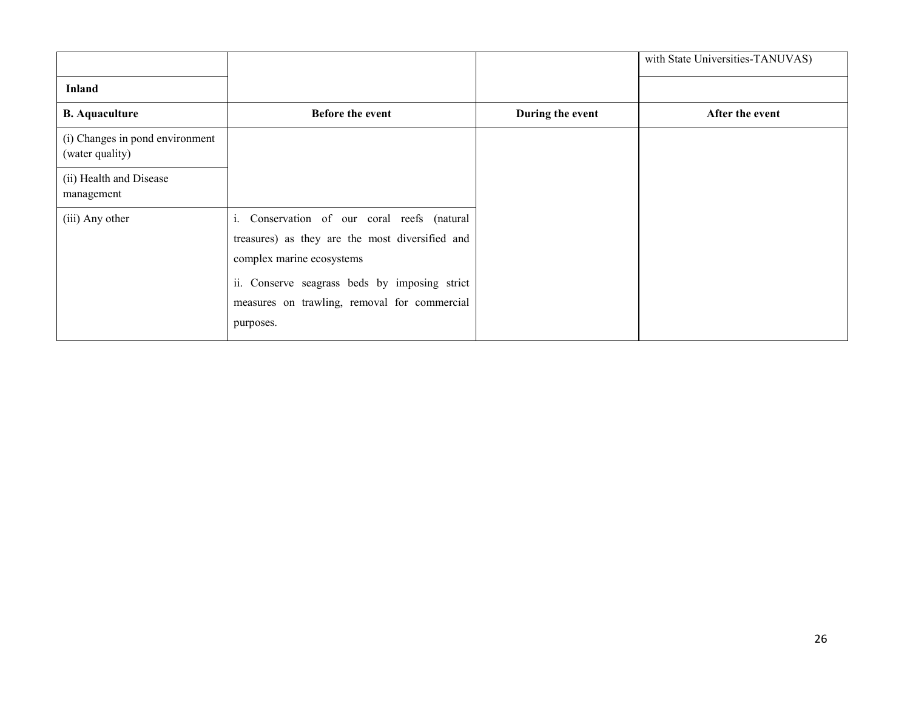| | | | |
|---|---|---|---|
| | | | with State Universities-TANUVAS) |
| **Inland** | | | |
| **B. Aquaculture** | **Before the event** | **During the event** | **After the event** |
| (i) Changes in pond environment (water quality) | | | |
| (ii) Health and Disease management | | | |
| (iii) Any other | i. Conservation of our coral reefs (natural treasures) as they are the most diversified and complex marine ecosystems<br>ii. Conserve seagrass beds by imposing strict measures on trawling, removal for commercial purposes. | | |